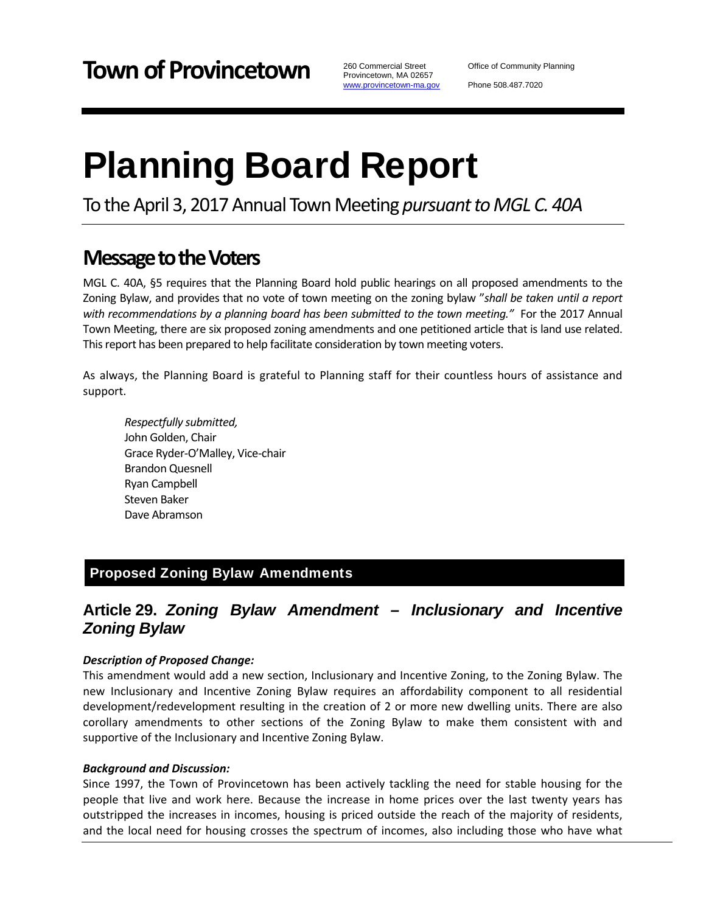**Town of Provincetown**

260 Commercial Street
Provincetown, MA 02657
www.provincetown-ma.gov

Office of Community Planning

Phone 508.487.7020

# Planning Board Report

To the April 3, 2017 Annual Town Meeting *pursuant to MGL C. 40A*

## Message to the Voters

MGL C. 40A, §5 requires that the Planning Board hold public hearings on all proposed amendments to the Zoning Bylaw, and provides that no vote of town meeting on the zoning bylaw "*shall be taken until a report with recommendations by a planning board has been submitted to the town meeting."* For the 2017 Annual Town Meeting, there are six proposed zoning amendments and one petitioned article that is land use related. This report has been prepared to help facilitate consideration by town meeting voters.

As always, the Planning Board is grateful to Planning staff for their countless hours of assistance and support.

*Respectfully submitted,*
John Golden, Chair
Grace Ryder-O'Malley, Vice-chair
Brandon Quesnell
Ryan Campbell
Steven Baker
Dave Abramson

## Proposed Zoning Bylaw Amendments

### Article 29. *Zoning Bylaw Amendment – Inclusionary and Incentive Zoning Bylaw*

***Description of Proposed Change:***

This amendment would add a new section, Inclusionary and Incentive Zoning, to the Zoning Bylaw. The new Inclusionary and Incentive Zoning Bylaw requires an affordability component to all residential development/redevelopment resulting in the creation of 2 or more new dwelling units. There are also corollary amendments to other sections of the Zoning Bylaw to make them consistent with and supportive of the Inclusionary and Incentive Zoning Bylaw.

***Background and Discussion:***

Since 1997, the Town of Provincetown has been actively tackling the need for stable housing for the people that live and work here. Because the increase in home prices over the last twenty years has outstripped the increases in incomes, housing is priced outside the reach of the majority of residents, and the local need for housing crosses the spectrum of incomes, also including those who have what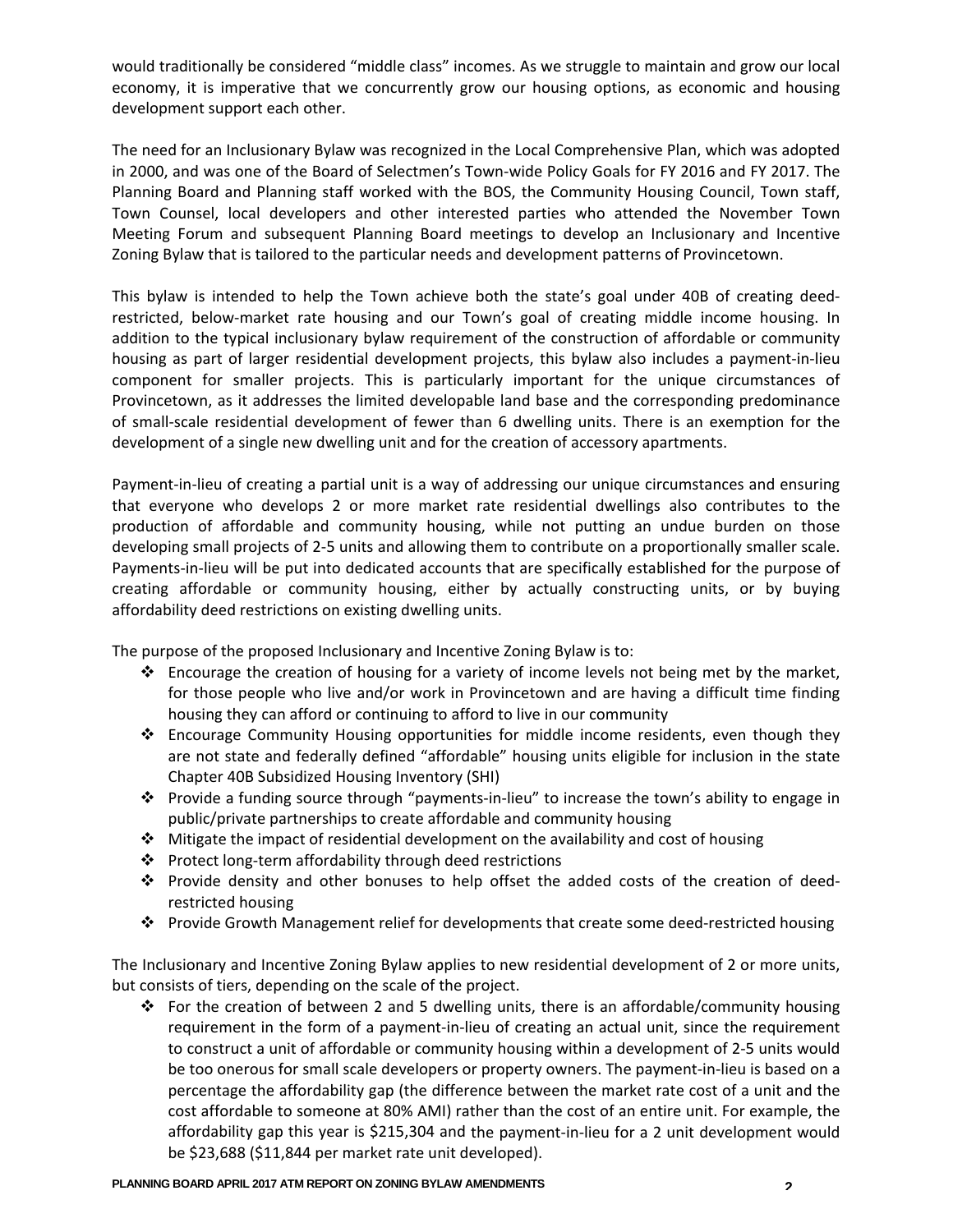would traditionally be considered "middle class" incomes. As we struggle to maintain and grow our local economy, it is imperative that we concurrently grow our housing options, as economic and housing development support each other.

The need for an Inclusionary Bylaw was recognized in the Local Comprehensive Plan, which was adopted in 2000, and was one of the Board of Selectmen's Town-wide Policy Goals for FY 2016 and FY 2017. The Planning Board and Planning staff worked with the BOS, the Community Housing Council, Town staff, Town Counsel, local developers and other interested parties who attended the November Town Meeting Forum and subsequent Planning Board meetings to develop an Inclusionary and Incentive Zoning Bylaw that is tailored to the particular needs and development patterns of Provincetown.

This bylaw is intended to help the Town achieve both the state's goal under 40B of creating deed-restricted, below-market rate housing and our Town's goal of creating middle income housing. In addition to the typical inclusionary bylaw requirement of the construction of affordable or community housing as part of larger residential development projects, this bylaw also includes a payment-in-lieu component for smaller projects. This is particularly important for the unique circumstances of Provincetown, as it addresses the limited developable land base and the corresponding predominance of small-scale residential development of fewer than 6 dwelling units. There is an exemption for the development of a single new dwelling unit and for the creation of accessory apartments.

Payment-in-lieu of creating a partial unit is a way of addressing our unique circumstances and ensuring that everyone who develops 2 or more market rate residential dwellings also contributes to the production of affordable and community housing, while not putting an undue burden on those developing small projects of 2-5 units and allowing them to contribute on a proportionally smaller scale. Payments-in-lieu will be put into dedicated accounts that are specifically established for the purpose of creating affordable or community housing, either by actually constructing units, or by buying affordability deed restrictions on existing dwelling units.

The purpose of the proposed Inclusionary and Incentive Zoning Bylaw is to:

- Encourage the creation of housing for a variety of income levels not being met by the market, for those people who live and/or work in Provincetown and are having a difficult time finding housing they can afford or continuing to afford to live in our community
- Encourage Community Housing opportunities for middle income residents, even though they are not state and federally defined "affordable" housing units eligible for inclusion in the state Chapter 40B Subsidized Housing Inventory (SHI)
- Provide a funding source through "payments-in-lieu" to increase the town's ability to engage in public/private partnerships to create affordable and community housing
- Mitigate the impact of residential development on the availability and cost of housing
- Protect long-term affordability through deed restrictions
- Provide density and other bonuses to help offset the added costs of the creation of deed-restricted housing
- Provide Growth Management relief for developments that create some deed-restricted housing

The Inclusionary and Incentive Zoning Bylaw applies to new residential development of 2 or more units, but consists of tiers, depending on the scale of the project.

- For the creation of between 2 and 5 dwelling units, there is an affordable/community housing requirement in the form of a payment-in-lieu of creating an actual unit, since the requirement to construct a unit of affordable or community housing within a development of 2-5 units would be too onerous for small scale developers or property owners. The payment-in-lieu is based on a percentage the affordability gap (the difference between the market rate cost of a unit and the cost affordable to someone at 80% AMI) rather than the cost of an entire unit. For example, the affordability gap this year is $215,304 and the payment-in-lieu for a 2 unit development would be $23,688 ($11,844 per market rate unit developed).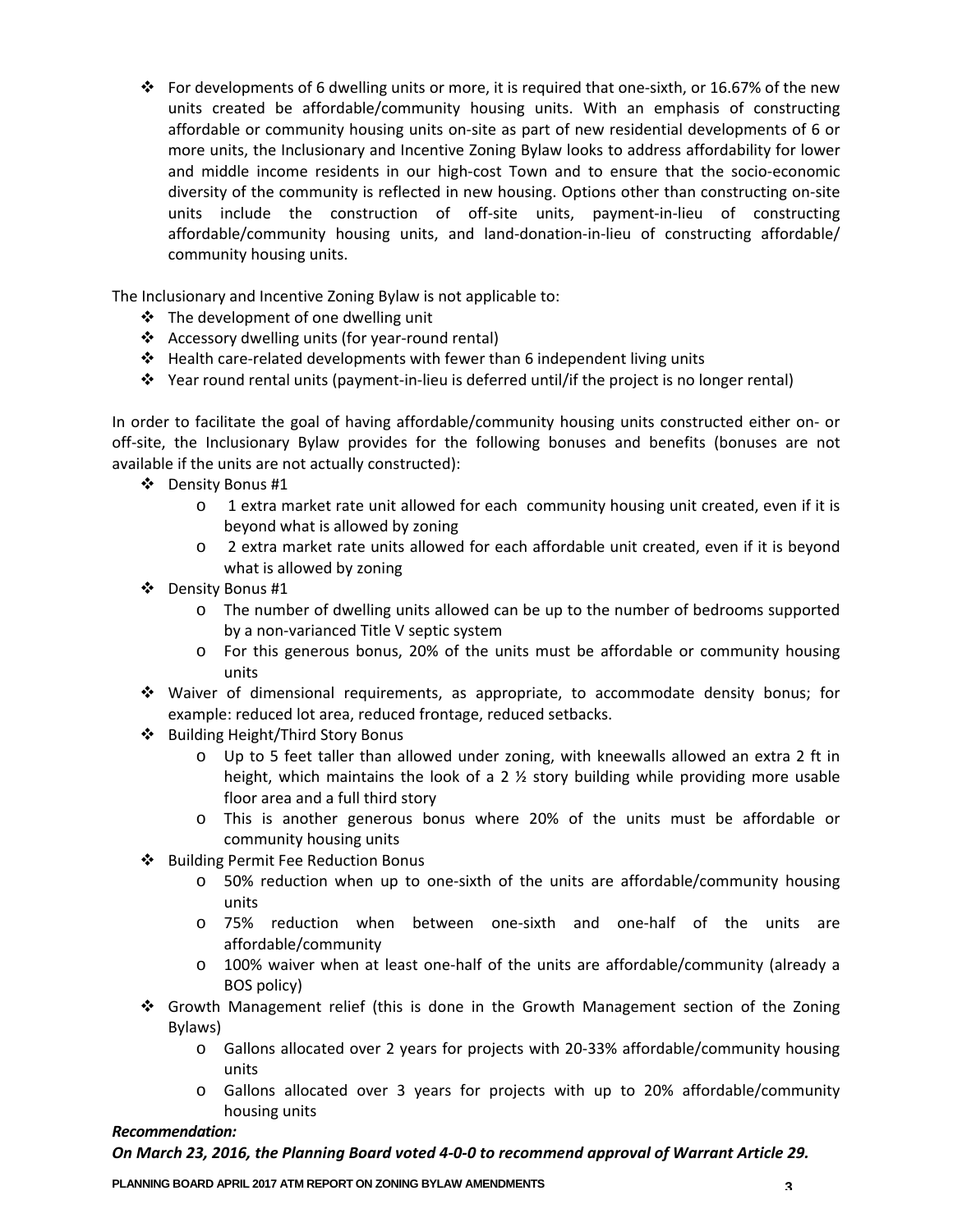- For developments of 6 dwelling units or more, it is required that one-sixth, or 16.67% of the new units created be affordable/community housing units. With an emphasis of constructing affordable or community housing units on-site as part of new residential developments of 6 or more units, the Inclusionary and Incentive Zoning Bylaw looks to address affordability for lower and middle income residents in our high-cost Town and to ensure that the socio-economic diversity of the community is reflected in new housing. Options other than constructing on-site units include the construction of off-site units, payment-in-lieu of constructing affordable/community housing units, and land-donation-in-lieu of constructing affordable/community housing units.

The Inclusionary and Incentive Zoning Bylaw is not applicable to:

- The development of one dwelling unit
- Accessory dwelling units (for year-round rental)
- Health care-related developments with fewer than 6 independent living units
- Year round rental units (payment-in-lieu is deferred until/if the project is no longer rental)

In order to facilitate the goal of having affordable/community housing units constructed either on- or off-site, the Inclusionary Bylaw provides for the following bonuses and benefits (bonuses are not available if the units are not actually constructed):

- Density Bonus #1
  - 1 extra market rate unit allowed for each community housing unit created, even if it is beyond what is allowed by zoning
  - 2 extra market rate units allowed for each affordable unit created, even if it is beyond what is allowed by zoning
- Density Bonus #1
  - The number of dwelling units allowed can be up to the number of bedrooms supported by a non-varianced Title V septic system
  - For this generous bonus, 20% of the units must be affordable or community housing units
- Waiver of dimensional requirements, as appropriate, to accommodate density bonus; for example: reduced lot area, reduced frontage, reduced setbacks.
- Building Height/Third Story Bonus
  - Up to 5 feet taller than allowed under zoning, with kneewalls allowed an extra 2 ft in height, which maintains the look of a 2 ½ story building while providing more usable floor area and a full third story
  - This is another generous bonus where 20% of the units must be affordable or community housing units
- Building Permit Fee Reduction Bonus
  - 50% reduction when up to one-sixth of the units are affordable/community housing units
  - 75% reduction when between one-sixth and one-half of the units are affordable/community
  - 100% waiver when at least one-half of the units are affordable/community (already a BOS policy)
- Growth Management relief (this is done in the Growth Management section of the Zoning Bylaws)
  - Gallons allocated over 2 years for projects with 20-33% affordable/community housing units
  - Gallons allocated over 3 years for projects with up to 20% affordable/community housing units

***Recommendation:***

***On March 23, 2016, the Planning Board voted 4-0-0 to recommend approval of Warrant Article 29.***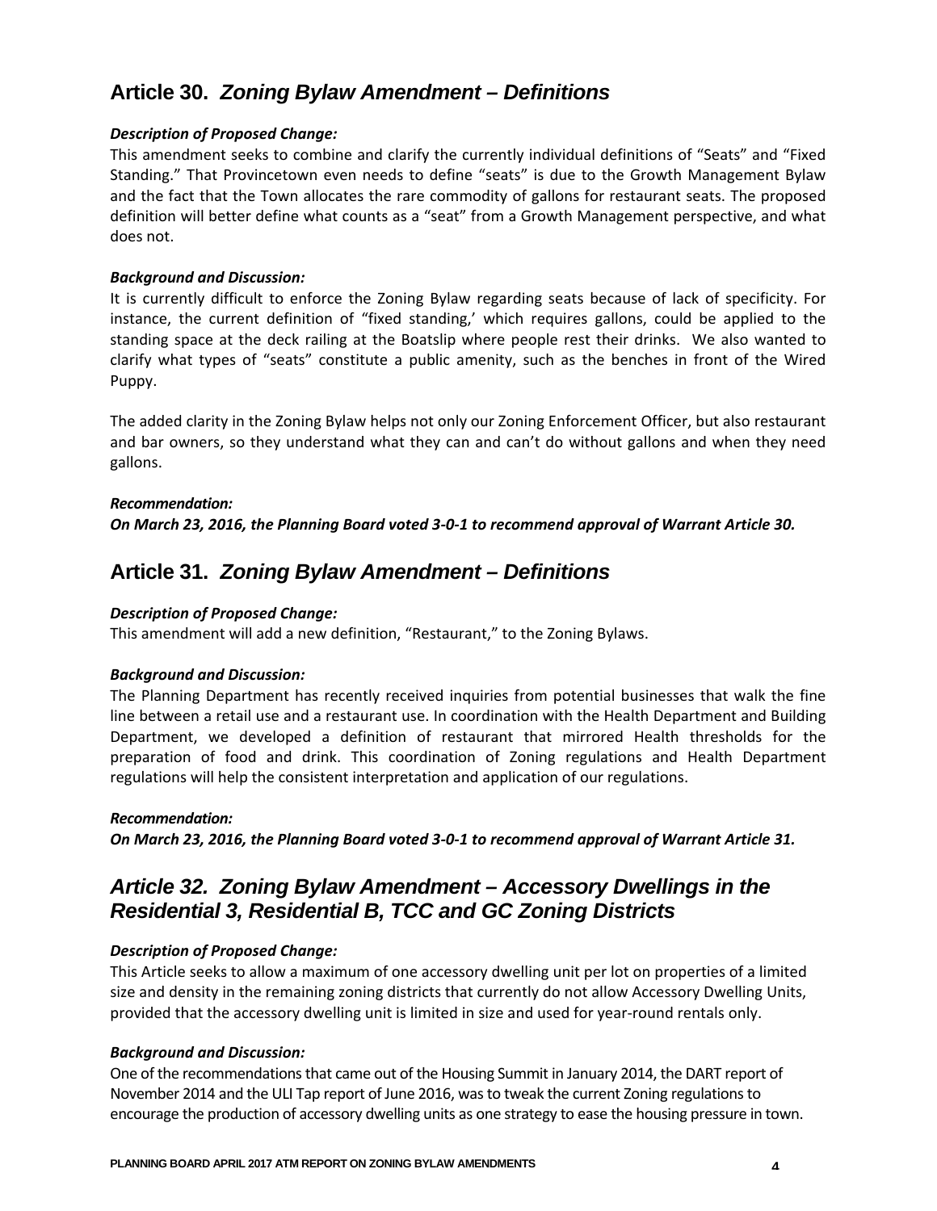## Article 30. *Zoning Bylaw Amendment – Definitions*

***Description of Proposed Change:***

This amendment seeks to combine and clarify the currently individual definitions of "Seats" and "Fixed Standing." That Provincetown even needs to define "seats" is due to the Growth Management Bylaw and the fact that the Town allocates the rare commodity of gallons for restaurant seats. The proposed definition will better define what counts as a "seat" from a Growth Management perspective, and what does not.

***Background and Discussion:***

It is currently difficult to enforce the Zoning Bylaw regarding seats because of lack of specificity. For instance, the current definition of "fixed standing,' which requires gallons, could be applied to the standing space at the deck railing at the Boatslip where people rest their drinks. We also wanted to clarify what types of "seats" constitute a public amenity, such as the benches in front of the Wired Puppy.

The added clarity in the Zoning Bylaw helps not only our Zoning Enforcement Officer, but also restaurant and bar owners, so they understand what they can and can't do without gallons and when they need gallons.

***Recommendation:***

***On March 23, 2016, the Planning Board voted 3-0-1 to recommend approval of Warrant Article 30.***

## Article 31. *Zoning Bylaw Amendment – Definitions*

***Description of Proposed Change:***

This amendment will add a new definition, "Restaurant," to the Zoning Bylaws.

***Background and Discussion:***

The Planning Department has recently received inquiries from potential businesses that walk the fine line between a retail use and a restaurant use. In coordination with the Health Department and Building Department, we developed a definition of restaurant that mirrored Health thresholds for the preparation of food and drink. This coordination of Zoning regulations and Health Department regulations will help the consistent interpretation and application of our regulations.

***Recommendation:***

***On March 23, 2016, the Planning Board voted 3-0-1 to recommend approval of Warrant Article 31.***

## *Article 32. Zoning Bylaw Amendment – Accessory Dwellings in the Residential 3, Residential B, TCC and GC Zoning Districts*

***Description of Proposed Change:***

This Article seeks to allow a maximum of one accessory dwelling unit per lot on properties of a limited size and density in the remaining zoning districts that currently do not allow Accessory Dwelling Units, provided that the accessory dwelling unit is limited in size and used for year-round rentals only.

***Background and Discussion:***

One of the recommendations that came out of the Housing Summit in January 2014, the DART report of November 2014 and the ULI Tap report of June 2016, was to tweak the current Zoning regulations to encourage the production of accessory dwelling units as one strategy to ease the housing pressure in town.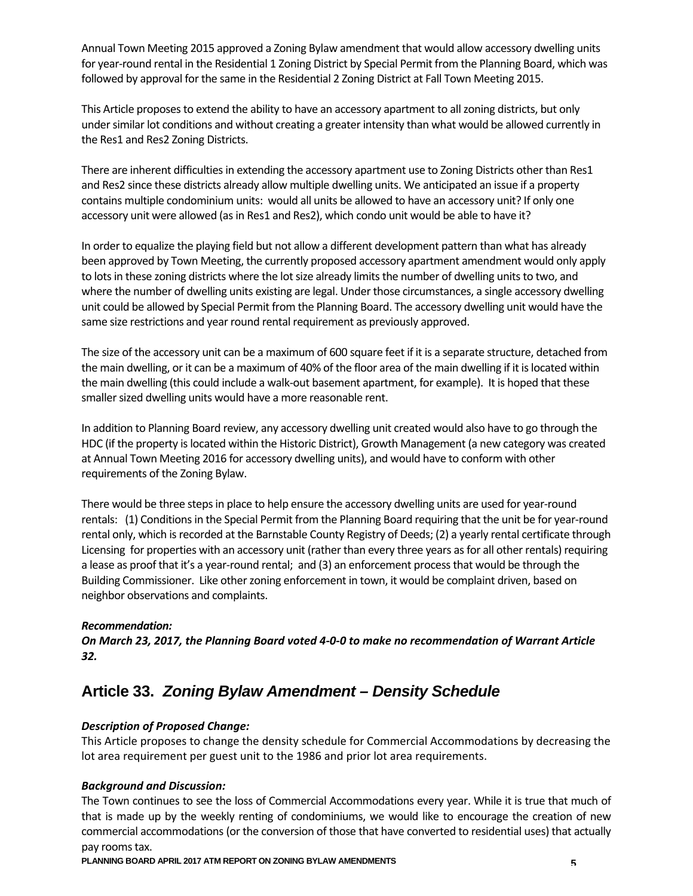Annual Town Meeting 2015 approved a Zoning Bylaw amendment that would allow accessory dwelling units for year-round rental in the Residential 1 Zoning District by Special Permit from the Planning Board, which was followed by approval for the same in the Residential 2 Zoning District at Fall Town Meeting 2015.

This Article proposes to extend the ability to have an accessory apartment to all zoning districts, but only under similar lot conditions and without creating a greater intensity than what would be allowed currently in the Res1 and Res2 Zoning Districts.

There are inherent difficulties in extending the accessory apartment use to Zoning Districts other than Res1 and Res2 since these districts already allow multiple dwelling units. We anticipated an issue if a property contains multiple condominium units: would all units be allowed to have an accessory unit? If only one accessory unit were allowed (as in Res1 and Res2), which condo unit would be able to have it?

In order to equalize the playing field but not allow a different development pattern than what has already been approved by Town Meeting, the currently proposed accessory apartment amendment would only apply to lots in these zoning districts where the lot size already limits the number of dwelling units to two, and where the number of dwelling units existing are legal. Under those circumstances, a single accessory dwelling unit could be allowed by Special Permit from the Planning Board. The accessory dwelling unit would have the same size restrictions and year round rental requirement as previously approved.

The size of the accessory unit can be a maximum of 600 square feet if it is a separate structure, detached from the main dwelling, or it can be a maximum of 40% of the floor area of the main dwelling if it is located within the main dwelling (this could include a walk-out basement apartment, for example). It is hoped that these smaller sized dwelling units would have a more reasonable rent.

In addition to Planning Board review, any accessory dwelling unit created would also have to go through the HDC (if the property is located within the Historic District), Growth Management (a new category was created at Annual Town Meeting 2016 for accessory dwelling units), and would have to conform with other requirements of the Zoning Bylaw.

There would be three steps in place to help ensure the accessory dwelling units are used for year-round rentals: (1) Conditions in the Special Permit from the Planning Board requiring that the unit be for year-round rental only, which is recorded at the Barnstable County Registry of Deeds; (2) a yearly rental certificate through Licensing for properties with an accessory unit (rather than every three years as for all other rentals) requiring a lease as proof that it's a year-round rental; and (3) an enforcement process that would be through the Building Commissioner. Like other zoning enforcement in town, it would be complaint driven, based on neighbor observations and complaints.

***Recommendation:***
***On March 23, 2017, the Planning Board voted 4-0-0 to make no recommendation of Warrant Article 32.***

## Article 33. *Zoning Bylaw Amendment – Density Schedule*

***Description of Proposed Change:***
This Article proposes to change the density schedule for Commercial Accommodations by decreasing the lot area requirement per guest unit to the 1986 and prior lot area requirements.

***Background and Discussion:***
The Town continues to see the loss of Commercial Accommodations every year. While it is true that much of that is made up by the weekly renting of condominiums, we would like to encourage the creation of new commercial accommodations (or the conversion of those that have converted to residential uses) that actually pay rooms tax.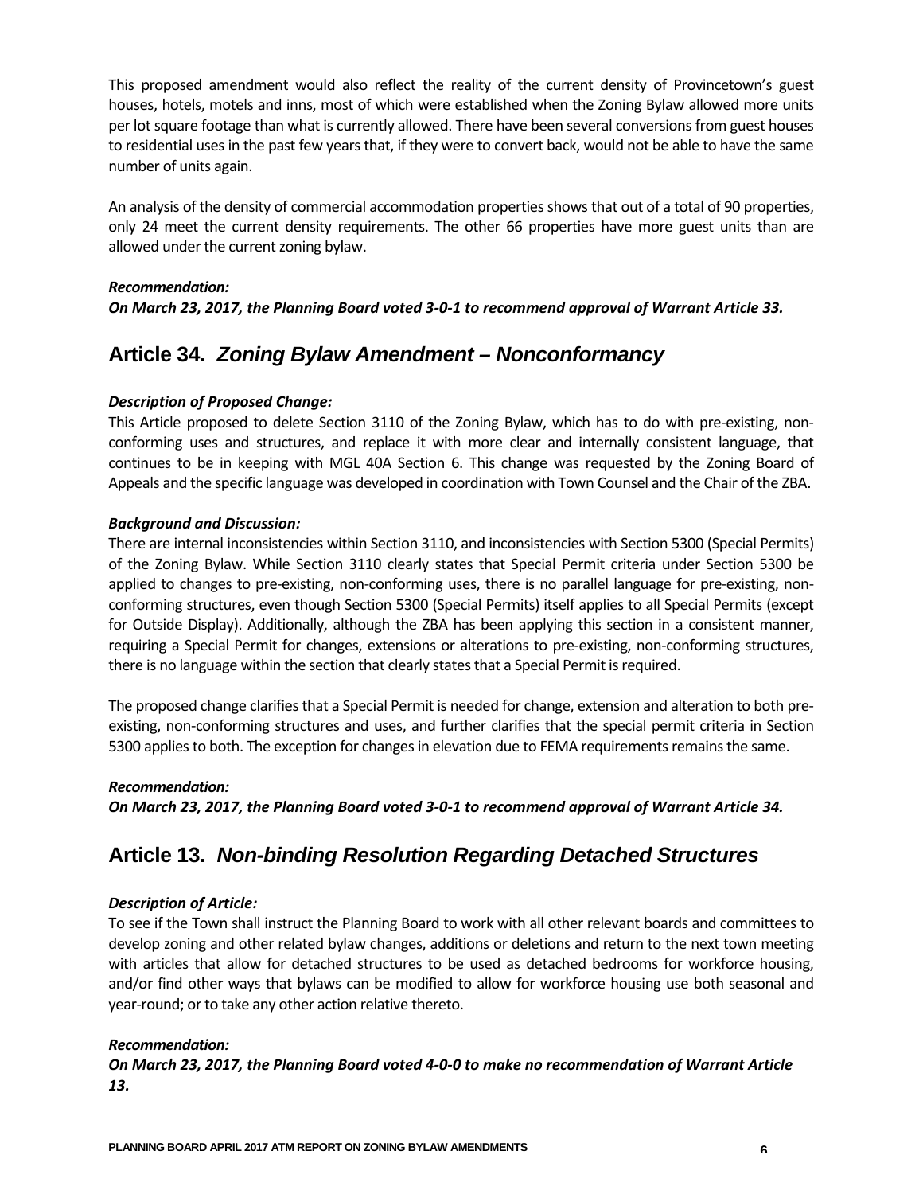This proposed amendment would also reflect the reality of the current density of Provincetown's guest houses, hotels, motels and inns, most of which were established when the Zoning Bylaw allowed more units per lot square footage than what is currently allowed. There have been several conversions from guest houses to residential uses in the past few years that, if they were to convert back, would not be able to have the same number of units again.

An analysis of the density of commercial accommodation properties shows that out of a total of 90 properties, only 24 meet the current density requirements. The other 66 properties have more guest units than are allowed under the current zoning bylaw.

***Recommendation:***

***On March 23, 2017, the Planning Board voted 3-0-1 to recommend approval of Warrant Article 33.***

## Article 34. *Zoning Bylaw Amendment – Nonconformancy*

***Description of Proposed Change:***

This Article proposed to delete Section 3110 of the Zoning Bylaw, which has to do with pre-existing, non-conforming uses and structures, and replace it with more clear and internally consistent language, that continues to be in keeping with MGL 40A Section 6. This change was requested by the Zoning Board of Appeals and the specific language was developed in coordination with Town Counsel and the Chair of the ZBA.

***Background and Discussion:***

There are internal inconsistencies within Section 3110, and inconsistencies with Section 5300 (Special Permits) of the Zoning Bylaw. While Section 3110 clearly states that Special Permit criteria under Section 5300 be applied to changes to pre-existing, non-conforming uses, there is no parallel language for pre-existing, non-conforming structures, even though Section 5300 (Special Permits) itself applies to all Special Permits (except for Outside Display). Additionally, although the ZBA has been applying this section in a consistent manner, requiring a Special Permit for changes, extensions or alterations to pre-existing, non-conforming structures, there is no language within the section that clearly states that a Special Permit is required.

The proposed change clarifies that a Special Permit is needed for change, extension and alteration to both pre-existing, non-conforming structures and uses, and further clarifies that the special permit criteria in Section 5300 applies to both. The exception for changes in elevation due to FEMA requirements remains the same.

***Recommendation:***

***On March 23, 2017, the Planning Board voted 3-0-1 to recommend approval of Warrant Article 34.***

## Article 13. *Non-binding Resolution Regarding Detached Structures*

***Description of Article:***

To see if the Town shall instruct the Planning Board to work with all other relevant boards and committees to develop zoning and other related bylaw changes, additions or deletions and return to the next town meeting with articles that allow for detached structures to be used as detached bedrooms for workforce housing, and/or find other ways that bylaws can be modified to allow for workforce housing use both seasonal and year-round; or to take any other action relative thereto.

***Recommendation:***

***On March 23, 2017, the Planning Board voted 4-0-0 to make no recommendation of Warrant Article 13.***